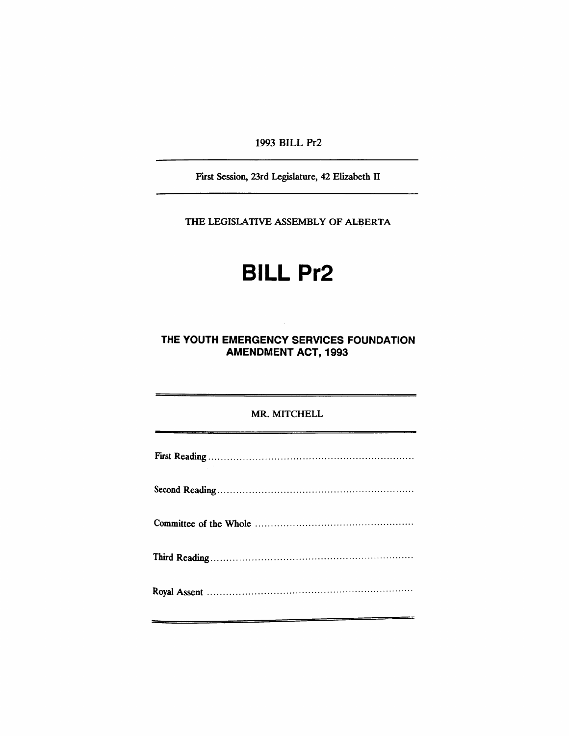1993 BILL Pr2

First Session, 23rd Legislature, 42 Elizabeth II

THE LEGISLATIVE ASSEMBLY OF ALBERTA

# BILL Pr2

## THE YOUTH EMERGENCY SERVICES FOUNDATION AMENDMENT ACT, 1993

MR. MITCHELL

First Reading ..................................................................

Second Reading ..............................................................

Committee of the Whole ..................................................

Third Reading ................................................................

Royal Assent ..................................................................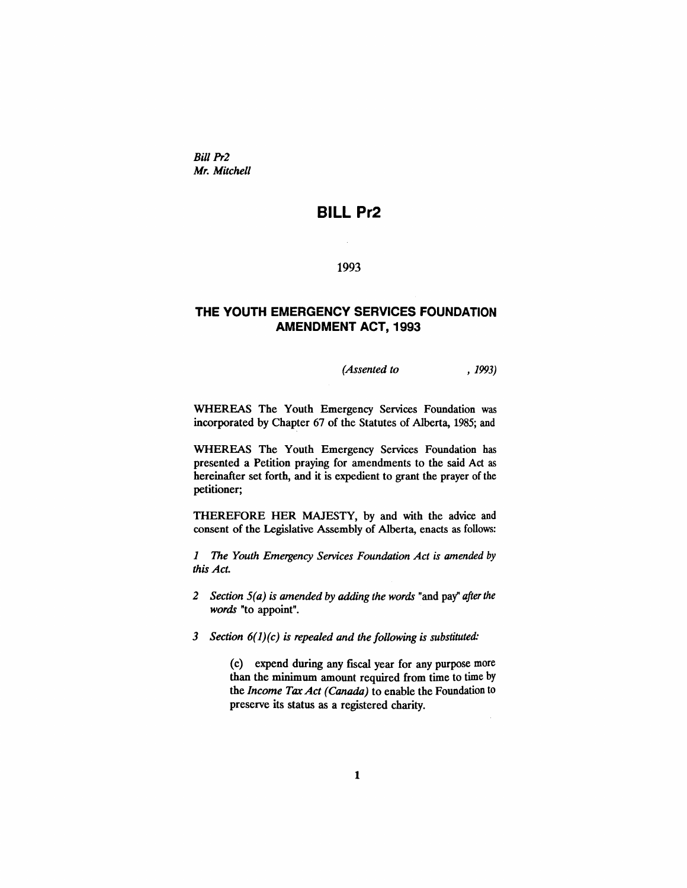*Bill Pr2*
*Mr. Mitchell*

# BILL Pr2

1993

## THE YOUTH EMERGENCY SERVICES FOUNDATION AMENDMENT ACT, 1993

*(Assented to , 1993)*

WHEREAS The Youth Emergency Services Foundation was incorporated by Chapter 67 of the Statutes of Alberta, 1985; and

WHEREAS The Youth Emergency Services Foundation has presented a Petition praying for amendments to the said Act as hereinafter set forth, and it is expedient to grant the prayer of the petitioner;

THEREFORE HER MAJESTY, by and with the advice and consent of the Legislative Assembly of Alberta, enacts as follows:

*1 The Youth Emergency Services Foundation Act is amended by this Act.*

*2 Section 5(a) is amended by adding the words* "and pay" *after the words* "to appoint".

*3 Section 6(1)(c) is repealed and the following is substituted:*

> (c) expend during any fiscal year for any purpose more than the minimum amount required from time to time by the *Income Tax Act (Canada)* to enable the Foundation to preserve its status as a registered charity.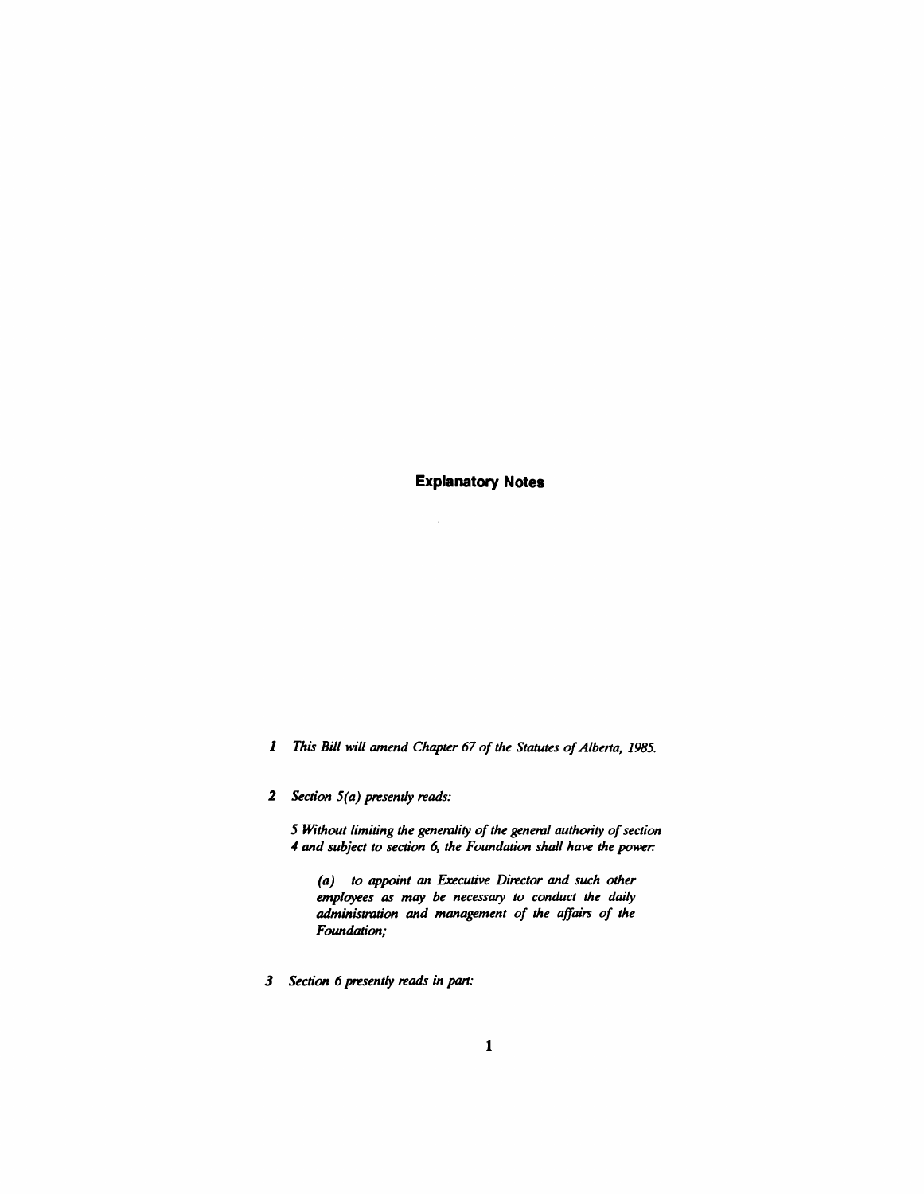## Explanatory Notes

**1** *This Bill will amend Chapter 67 of the Statutes of Alberta, 1985.*

**2** *Section 5(a) presently reads:*

> *5 Without limiting the generality of the general authority of section 4 and subject to section 6, the Foundation shall have the power:*
>
> > *(a) to appoint an Executive Director and such other employees as may be necessary to conduct the daily administration and management of the affairs of the Foundation;*

**3** *Section 6 presently reads in part:*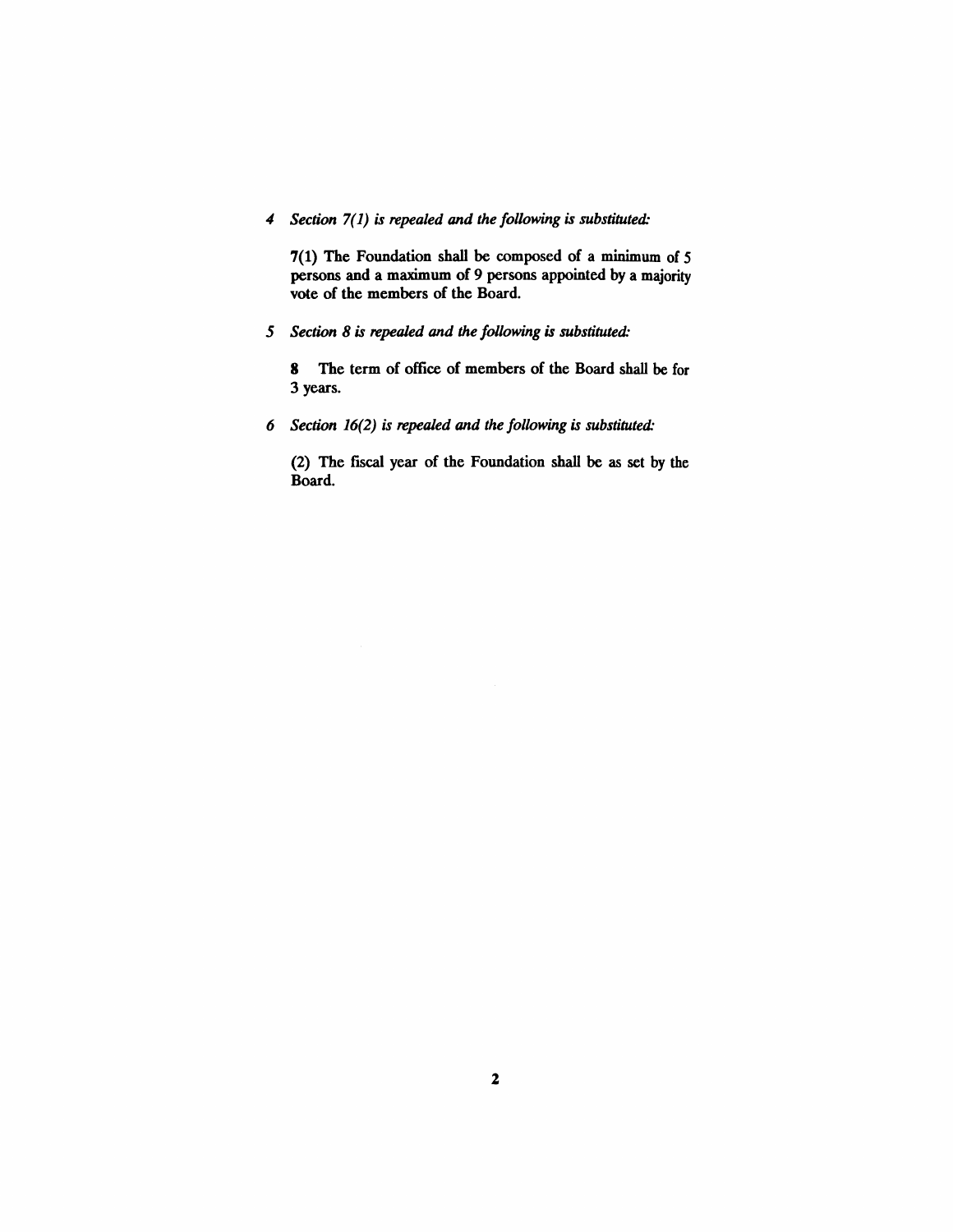*4 Section 7(1) is repealed and the following is substituted:*

**7(1)** The Foundation shall be composed of a minimum of 5 persons and a maximum of 9 persons appointed by a majority vote of the members of the Board.

*5 Section 8 is repealed and the following is substituted:*

**8** The term of office of members of the Board shall be for 3 years.

*6 Section 16(2) is repealed and the following is substituted:*

(2) The fiscal year of the Foundation shall be as set by the Board.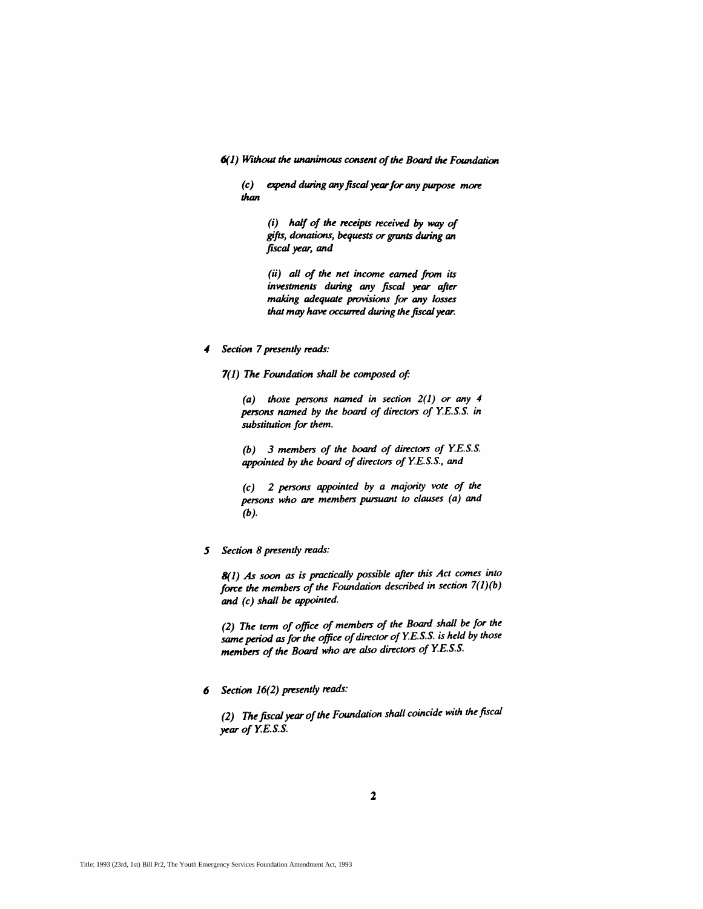*6(1) Without the unanimous consent of the Board the Foundation*

> *(c) expend during any fiscal year for any purpose more than*
>
> > *(i) half of the receipts received by way of gifts, donations, bequests or grants during an fiscal year, and*
> >
> > *(ii) all of the net income earned from its investments during any fiscal year after making adequate provisions for any losses that may have occurred during the fiscal year.*

***4*** *Section 7 presently reads:*

*7(1) The Foundation shall be composed of:*

> *(a) those persons named in section 2(1) or any 4 persons named by the board of directors of Y.E.S.S. in substitution for them.*
>
> *(b) 3 members of the board of directors of Y.E.S.S. appointed by the board of directors of Y.E.S.S., and*
>
> *(c) 2 persons appointed by a majority vote of the persons who are members pursuant to clauses (a) and (b).*

***5*** *Section 8 presently reads:*

*8(1) As soon as is practically possible after this Act comes into force the members of the Foundation described in section 7(1)(b) and (c) shall be appointed.*

*(2) The term of office of members of the Board shall be for the same period as for the office of director of Y.E.S.S. is held by those members of the Board who are also directors of Y.E.S.S.*

***6*** *Section 16(2) presently reads:*

*(2) The fiscal year of the Foundation shall coincide with the fiscal year of Y.E.S.S.*